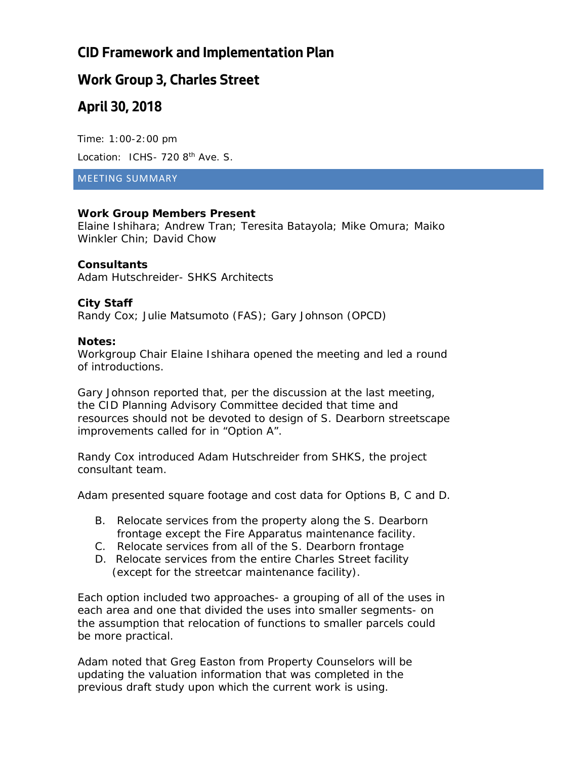# CID Framework and Implementation Plan

## Work Group 3, Charles Street

## April 30, 2018

Time: 1:00-2:00 pm

Location: ICHS- 720 8th Ave. S.

### MEETING SUMMARY

**Work Group Members Present**
Elaine Ishihara; Andrew Tran; Teresita Batayola; Mike Omura; Maiko Winkler Chin; David Chow

**Consultants**
Adam Hutschreider- SHKS Architects

**City Staff**
Randy Cox; Julie Matsumoto (FAS); Gary Johnson (OPCD)

**Notes:**
Workgroup Chair Elaine Ishihara opened the meeting and led a round of introductions.

Gary Johnson reported that, per the discussion at the last meeting, the CID Planning Advisory Committee decided that time and resources should not be devoted to design of S. Dearborn streetscape improvements called for in "Option A".

Randy Cox introduced Adam Hutschreider from SHKS, the project consultant team.

Adam presented square footage and cost data for Options B, C and D.

B. Relocate services from the property along the S. Dearborn frontage except the Fire Apparatus maintenance facility.
C. Relocate services from all of the S. Dearborn frontage
D. Relocate services from the entire Charles Street facility (except for the streetcar maintenance facility).

Each option included two approaches- a grouping of all of the uses in each area and one that divided the uses into smaller segments- on the assumption that relocation of functions to smaller parcels could be more practical.

Adam noted that Greg Easton from Property Counselors will be updating the valuation information that was completed in the previous draft study upon which the current work is using.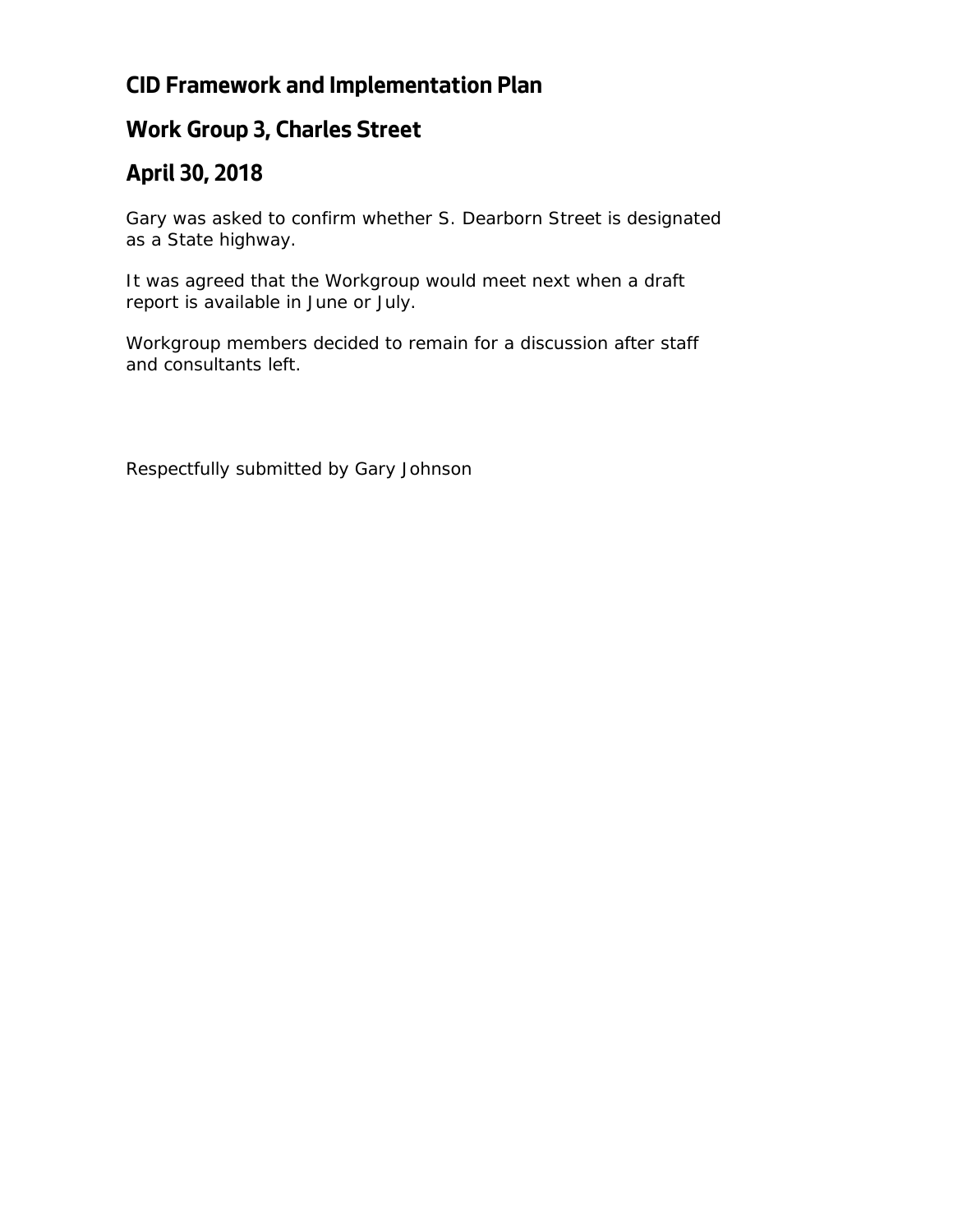## CID Framework and Implementation Plan

## Work Group 3, Charles Street

## April 30, 2018

Gary was asked to confirm whether S. Dearborn Street is designated as a State highway.

It was agreed that the Workgroup would meet next when a draft report is available in June or July.

Workgroup members decided to remain for a discussion after staff and consultants left.

Respectfully submitted by Gary Johnson